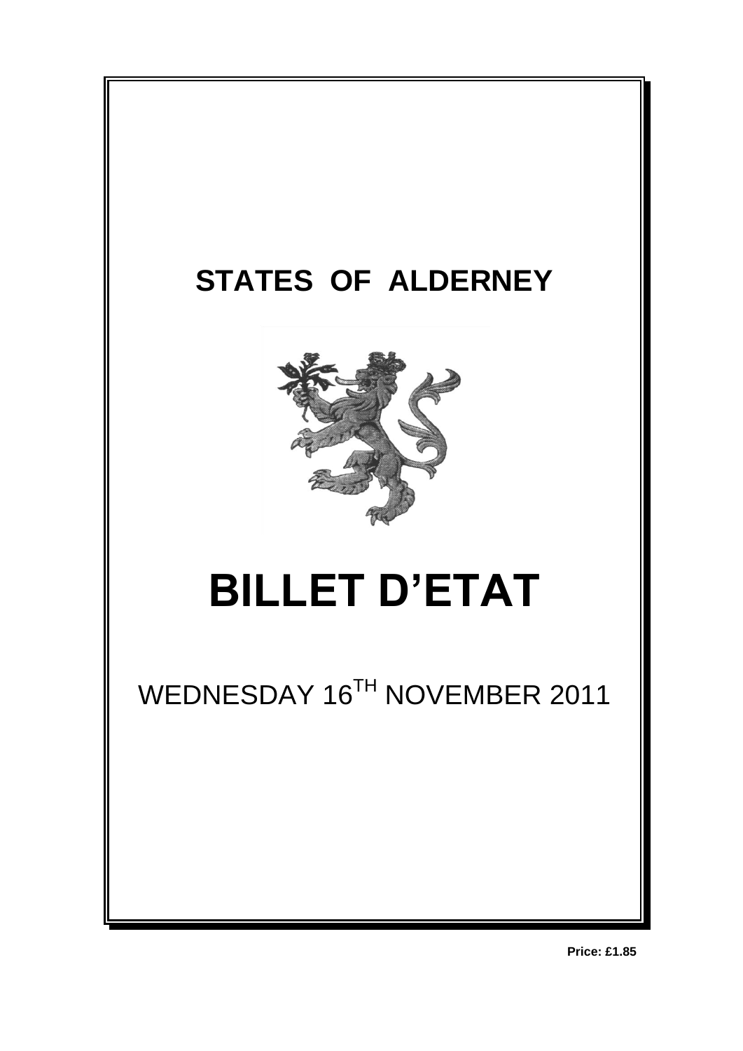# STATES OF ALDERNEY

# BILLET D'ETAT

WEDNESDAY 16TH NOVEMBER 2011

**Price: £1.85**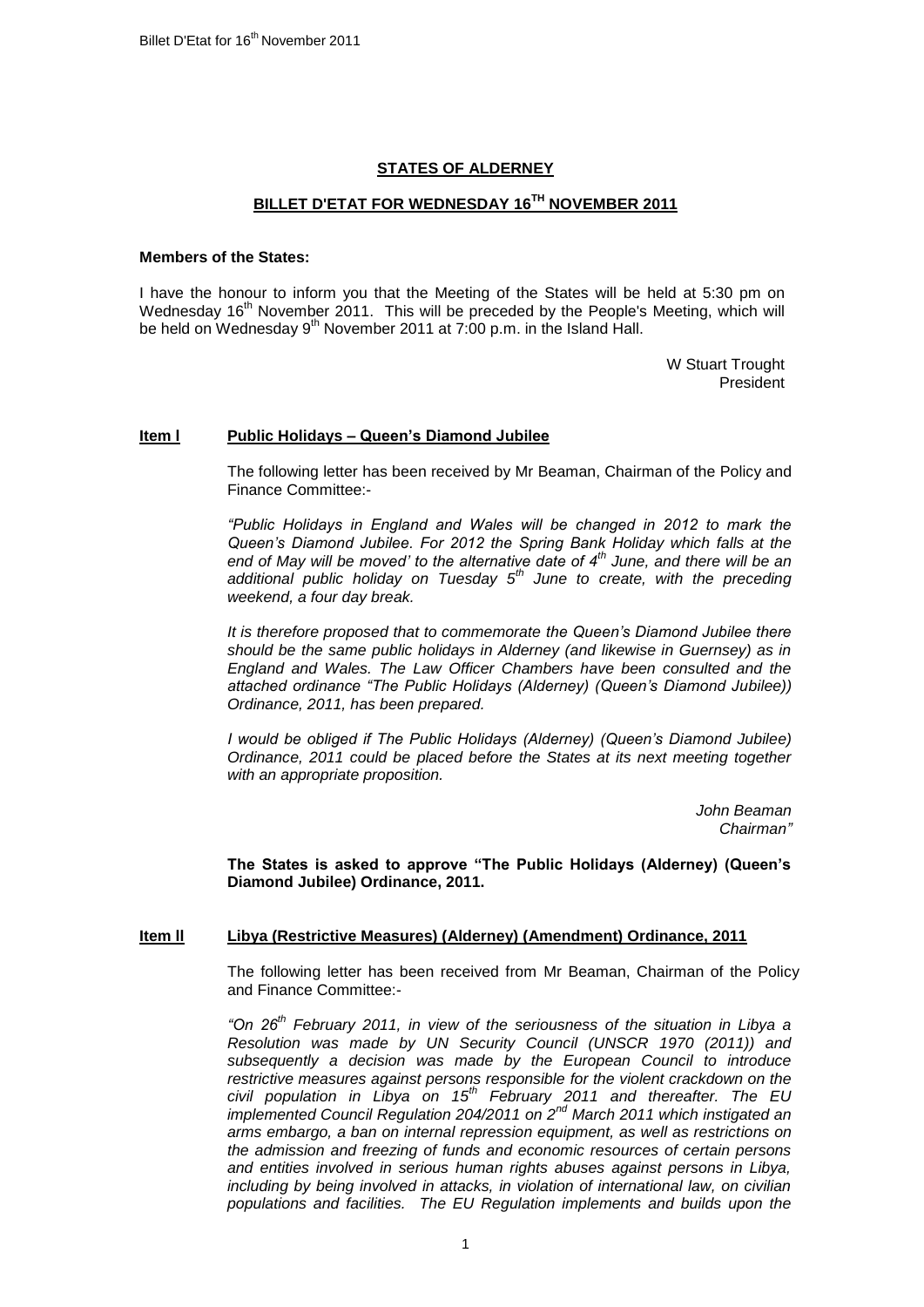## STATES OF ALDERNEY

## BILLET D'ETAT FOR WEDNESDAY 16TH NOVEMBER 2011

**Members of the States:**

I have the honour to inform you that the Meeting of the States will be held at 5:30 pm on Wednesday 16th November 2011. This will be preceded by the People's Meeting, which will be held on Wednesday 9th November 2011 at 7:00 p.m. in the Island Hall.

W Stuart Trought
President

### Item l Public Holidays – Queen's Diamond Jubilee

The following letter has been received by Mr Beaman, Chairman of the Policy and Finance Committee:-

*"Public Holidays in England and Wales will be changed in 2012 to mark the Queen's Diamond Jubilee. For 2012 the Spring Bank Holiday which falls at the end of May will be moved' to the alternative date of 4th June, and there will be an additional public holiday on Tuesday 5th June to create, with the preceding weekend, a four day break.*

*It is therefore proposed that to commemorate the Queen's Diamond Jubilee there should be the same public holidays in Alderney (and likewise in Guernsey) as in England and Wales. The Law Officer Chambers have been consulted and the attached ordinance "The Public Holidays (Alderney) (Queen's Diamond Jubilee)) Ordinance, 2011, has been prepared.*

*I would be obliged if The Public Holidays (Alderney) (Queen's Diamond Jubilee) Ordinance, 2011 could be placed before the States at its next meeting together with an appropriate proposition.*

*John Beaman*
*Chairman"*

**The States is asked to approve "The Public Holidays (Alderney) (Queen's Diamond Jubilee) Ordinance, 2011.**

### Item ll Libya (Restrictive Measures) (Alderney) (Amendment) Ordinance, 2011

The following letter has been received from Mr Beaman, Chairman of the Policy and Finance Committee:-

*"On 26th February 2011, in view of the seriousness of the situation in Libya a Resolution was made by UN Security Council (UNSCR 1970 (2011)) and subsequently a decision was made by the European Council to introduce restrictive measures against persons responsible for the violent crackdown on the civil population in Libya on 15th February 2011 and thereafter. The EU implemented Council Regulation 204/2011 on 2nd March 2011 which instigated an arms embargo, a ban on internal repression equipment, as well as restrictions on the admission and freezing of funds and economic resources of certain persons and entities involved in serious human rights abuses against persons in Libya, including by being involved in attacks, in violation of international law, on civilian populations and facilities. The EU Regulation implements and builds upon the*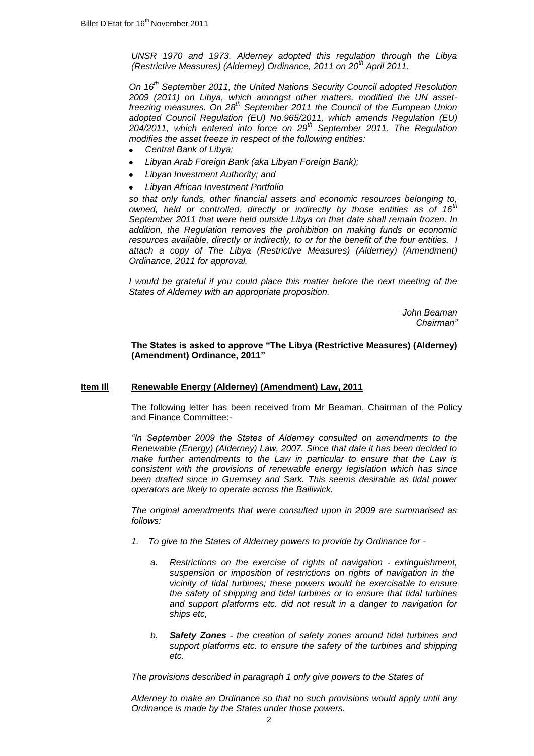*UNSR 1970 and 1973. Alderney adopted this regulation through the Libya (Restrictive Measures) (Alderney) Ordinance, 2011 on 20th April 2011.*

*On 16th September 2011, the United Nations Security Council adopted Resolution 2009 (2011) on Libya, which amongst other matters, modified the UN asset-freezing measures. On 28th September 2011 the Council of the European Union adopted Council Regulation (EU) No.965/2011, which amends Regulation (EU) 204/2011, which entered into force on 29th September 2011. The Regulation modifies the asset freeze in respect of the following entities:*

- *Central Bank of Libya;*
- *Libyan Arab Foreign Bank (aka Libyan Foreign Bank);*
- *Libyan Investment Authority; and*
- *Libyan African Investment Portfolio*

*so that only funds, other financial assets and economic resources belonging to, owned, held or controlled, directly or indirectly by those entities as of 16th September 2011 that were held outside Libya on that date shall remain frozen. In addition, the Regulation removes the prohibition on making funds or economic resources available, directly or indirectly, to or for the benefit of the four entities. I attach a copy of The Libya (Restrictive Measures) (Alderney) (Amendment) Ordinance, 2011 for approval.*

*I would be grateful if you could place this matter before the next meeting of the States of Alderney with an appropriate proposition.*

*John Beaman*
*Chairman"*

**The States is asked to approve "The Libya (Restrictive Measures) (Alderney) (Amendment) Ordinance, 2011"**

**<u>Item lll</u> <u>Renewable Energy (Alderney) (Amendment) Law, 2011</u>**

The following letter has been received from Mr Beaman, Chairman of the Policy and Finance Committee:-

*"In September 2009 the States of Alderney consulted on amendments to the Renewable (Energy) (Alderney) Law, 2007. Since that date it has been decided to make further amendments to the Law in particular to ensure that the Law is consistent with the provisions of renewable energy legislation which has since been drafted since in Guernsey and Sark. This seems desirable as tidal power operators are likely to operate across the Bailiwick.*

*The original amendments that were consulted upon in 2009 are summarised as follows:*

1. *To give to the States of Alderney powers to provide by Ordinance for -*
   a. *Restrictions on the exercise of rights of navigation - extinguishment, suspension or imposition of restrictions on rights of navigation in the vicinity of tidal turbines; these powers would be exercisable to ensure the safety of shipping and tidal turbines or to ensure that tidal turbines and support platforms etc. did not result in a danger to navigation for ships etc,*
   b. ***Safety Zones** - the creation of safety zones around tidal turbines and support platforms etc. to ensure the safety of the turbines and shipping etc.*

*The provisions described in paragraph 1 only give powers to the States of*

*Alderney to make an Ordinance so that no such provisions would apply until any Ordinance is made by the States under those powers.*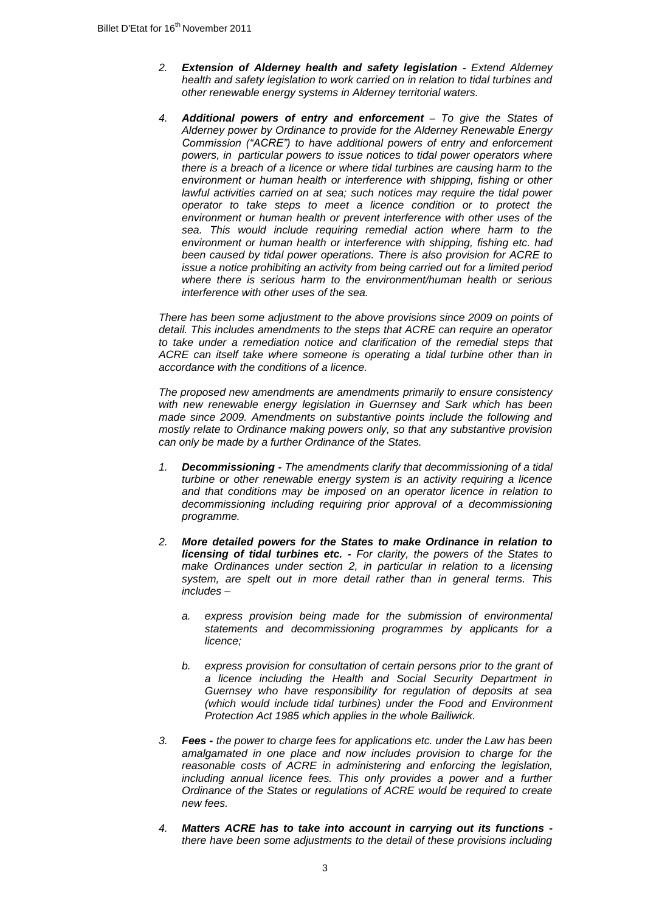2. ***Extension of Alderney health and safety legislation*** *- Extend Alderney health and safety legislation to work carried on in relation to tidal turbines and other renewable energy systems in Alderney territorial waters.*

4. ***Additional powers of entry and enforcement*** *– To give the States of Alderney power by Ordinance to provide for the Alderney Renewable Energy Commission ("ACRE") to have additional powers of entry and enforcement powers, in particular powers to issue notices to tidal power operators where there is a breach of a licence or where tidal turbines are causing harm to the environment or human health or interference with shipping, fishing or other lawful activities carried on at sea; such notices may require the tidal power operator to take steps to meet a licence condition or to protect the environment or human health or prevent interference with other uses of the sea. This would include requiring remedial action where harm to the environment or human health or interference with shipping, fishing etc. had been caused by tidal power operations. There is also provision for ACRE to issue a notice prohibiting an activity from being carried out for a limited period where there is serious harm to the environment/human health or serious interference with other uses of the sea.*

*There has been some adjustment to the above provisions since 2009 on points of detail. This includes amendments to the steps that ACRE can require an operator to take under a remediation notice and clarification of the remedial steps that ACRE can itself take where someone is operating a tidal turbine other than in accordance with the conditions of a licence.*

*The proposed new amendments are amendments primarily to ensure consistency with new renewable energy legislation in Guernsey and Sark which has been made since 2009. Amendments on substantive points include the following and mostly relate to Ordinance making powers only, so that any substantive provision can only be made by a further Ordinance of the States.*

1. ***Decommissioning -*** *The amendments clarify that decommissioning of a tidal turbine or other renewable energy system is an activity requiring a licence and that conditions may be imposed on an operator licence in relation to decommissioning including requiring prior approval of a decommissioning programme.*

2. ***More detailed powers for the States to make Ordinance in relation to licensing of tidal turbines etc. -*** *For clarity, the powers of the States to make Ordinances under section 2, in particular in relation to a licensing system, are spelt out in more detail rather than in general terms. This includes –*

   a. *express provision being made for the submission of environmental statements and decommissioning programmes by applicants for a licence;*

   b. *express provision for consultation of certain persons prior to the grant of a licence including the Health and Social Security Department in Guernsey who have responsibility for regulation of deposits at sea (which would include tidal turbines) under the Food and Environment Protection Act 1985 which applies in the whole Bailiwick.*

3. ***Fees -*** *the power to charge fees for applications etc. under the Law has been amalgamated in one place and now includes provision to charge for the reasonable costs of ACRE in administering and enforcing the legislation, including annual licence fees. This only provides a power and a further Ordinance of the States or regulations of ACRE would be required to create new fees.*

4. ***Matters ACRE has to take into account in carrying out its functions -*** *there have been some adjustments to the detail of these provisions including*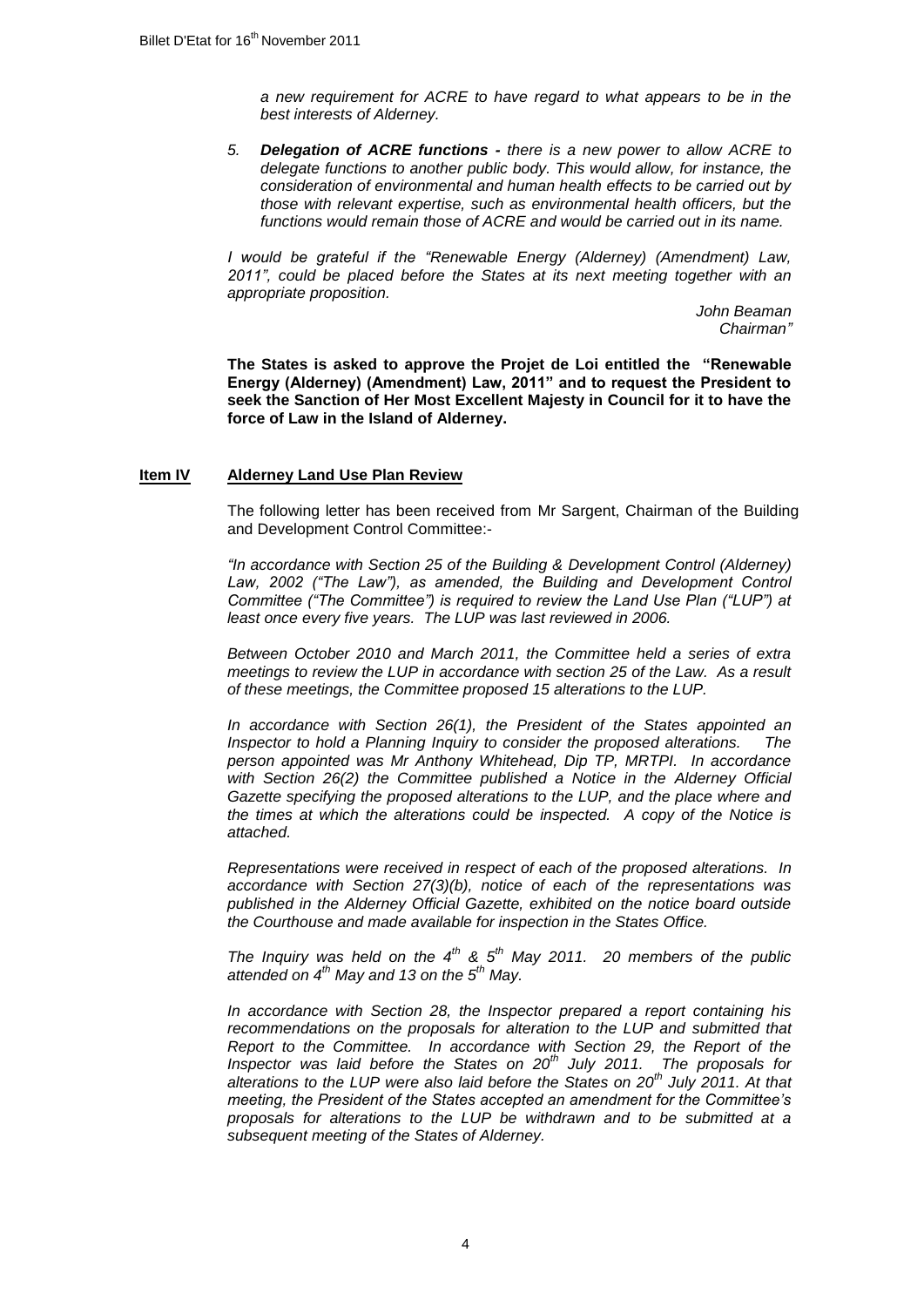*a new requirement for ACRE to have regard to what appears to be in the best interests of Alderney.*

5. ***Delegation of ACRE functions -*** *there is a new power to allow ACRE to delegate functions to another public body. This would allow, for instance, the consideration of environmental and human health effects to be carried out by those with relevant expertise, such as environmental health officers, but the functions would remain those of ACRE and would be carried out in its name.*

*I would be grateful if the "Renewable Energy (Alderney) (Amendment) Law, 2011", could be placed before the States at its next meeting together with an appropriate proposition.*

*John Beaman*
*Chairman"*

**The States is asked to approve the Projet de Loi entitled the "Renewable Energy (Alderney) (Amendment) Law, 2011" and to request the President to seek the Sanction of Her Most Excellent Majesty in Council for it to have the force of Law in the Island of Alderney.**

## Item IV Alderney Land Use Plan Review

The following letter has been received from Mr Sargent, Chairman of the Building and Development Control Committee:-

*"In accordance with Section 25 of the Building & Development Control (Alderney) Law, 2002 ("The Law"), as amended, the Building and Development Control Committee ("The Committee") is required to review the Land Use Plan ("LUP") at least once every five years. The LUP was last reviewed in 2006.*

*Between October 2010 and March 2011, the Committee held a series of extra meetings to review the LUP in accordance with section 25 of the Law. As a result of these meetings, the Committee proposed 15 alterations to the LUP.*

*In accordance with Section 26(1), the President of the States appointed an Inspector to hold a Planning Inquiry to consider the proposed alterations. The person appointed was Mr Anthony Whitehead, Dip TP, MRTPI. In accordance with Section 26(2) the Committee published a Notice in the Alderney Official Gazette specifying the proposed alterations to the LUP, and the place where and the times at which the alterations could be inspected. A copy of the Notice is attached.*

*Representations were received in respect of each of the proposed alterations. In accordance with Section 27(3)(b), notice of each of the representations was published in the Alderney Official Gazette, exhibited on the notice board outside the Courthouse and made available for inspection in the States Office.*

*The Inquiry was held on the 4th & 5th May 2011. 20 members of the public attended on 4th May and 13 on the 5th May.*

*In accordance with Section 28, the Inspector prepared a report containing his recommendations on the proposals for alteration to the LUP and submitted that Report to the Committee. In accordance with Section 29, the Report of the Inspector was laid before the States on 20th July 2011. The proposals for alterations to the LUP were also laid before the States on 20th July 2011. At that meeting, the President of the States accepted an amendment for the Committee's proposals for alterations to the LUP be withdrawn and to be submitted at a subsequent meeting of the States of Alderney.*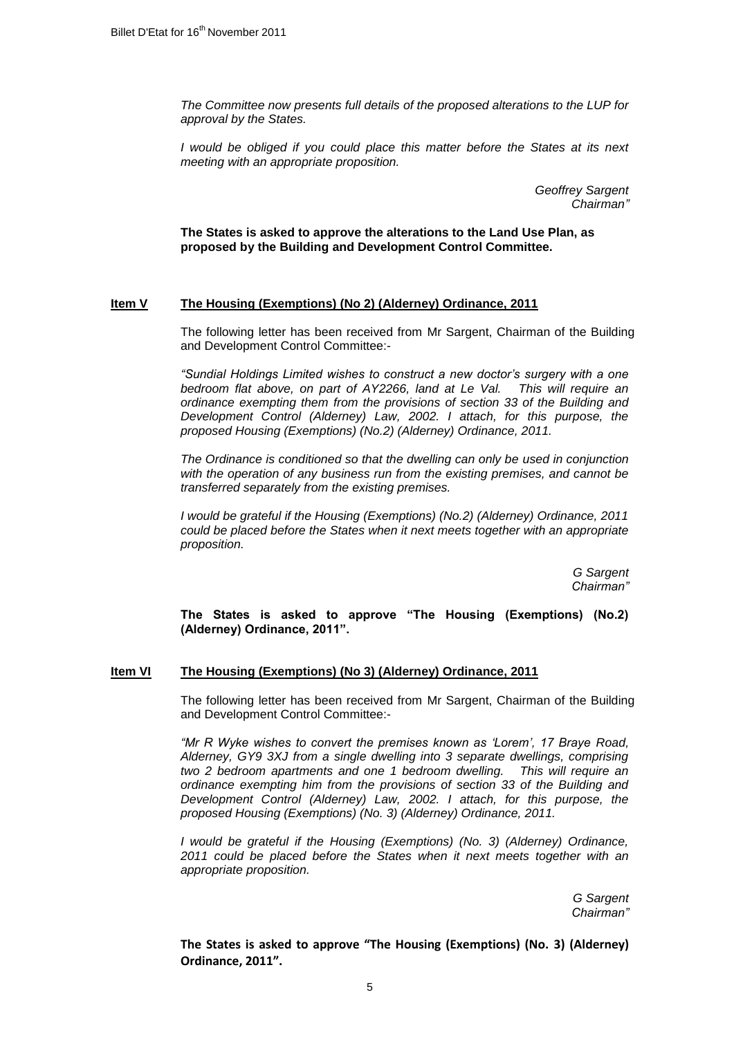*The Committee now presents full details of the proposed alterations to the LUP for approval by the States.*

*I would be obliged if you could place this matter before the States at its next meeting with an appropriate proposition.*

*Geoffrey Sargent*
*Chairman"*

**The States is asked to approve the alterations to the Land Use Plan, as proposed by the Building and Development Control Committee.**

## **Item V** **The Housing (Exemptions) (No 2) (Alderney) Ordinance, 2011**

The following letter has been received from Mr Sargent, Chairman of the Building and Development Control Committee:-

*"Sundial Holdings Limited wishes to construct a new doctor's surgery with a one bedroom flat above, on part of AY2266, land at Le Val. This will require an ordinance exempting them from the provisions of section 33 of the Building and Development Control (Alderney) Law, 2002. I attach, for this purpose, the proposed Housing (Exemptions) (No.2) (Alderney) Ordinance, 2011.*

*The Ordinance is conditioned so that the dwelling can only be used in conjunction with the operation of any business run from the existing premises, and cannot be transferred separately from the existing premises.*

*I would be grateful if the Housing (Exemptions) (No.2) (Alderney) Ordinance, 2011 could be placed before the States when it next meets together with an appropriate proposition.*

*G Sargent*
*Chairman"*

**The States is asked to approve "The Housing (Exemptions) (No.2) (Alderney) Ordinance, 2011".**

## **Item VI** **The Housing (Exemptions) (No 3) (Alderney) Ordinance, 2011**

The following letter has been received from Mr Sargent, Chairman of the Building and Development Control Committee:-

*"Mr R Wyke wishes to convert the premises known as 'Lorem', 17 Braye Road, Alderney, GY9 3XJ from a single dwelling into 3 separate dwellings, comprising two 2 bedroom apartments and one 1 bedroom dwelling. This will require an ordinance exempting him from the provisions of section 33 of the Building and Development Control (Alderney) Law, 2002. I attach, for this purpose, the proposed Housing (Exemptions) (No. 3) (Alderney) Ordinance, 2011.*

*I would be grateful if the Housing (Exemptions) (No. 3) (Alderney) Ordinance, 2011 could be placed before the States when it next meets together with an appropriate proposition.*

*G Sargent*
*Chairman"*

**The States is asked to approve "The Housing (Exemptions) (No. 3) (Alderney) Ordinance, 2011".**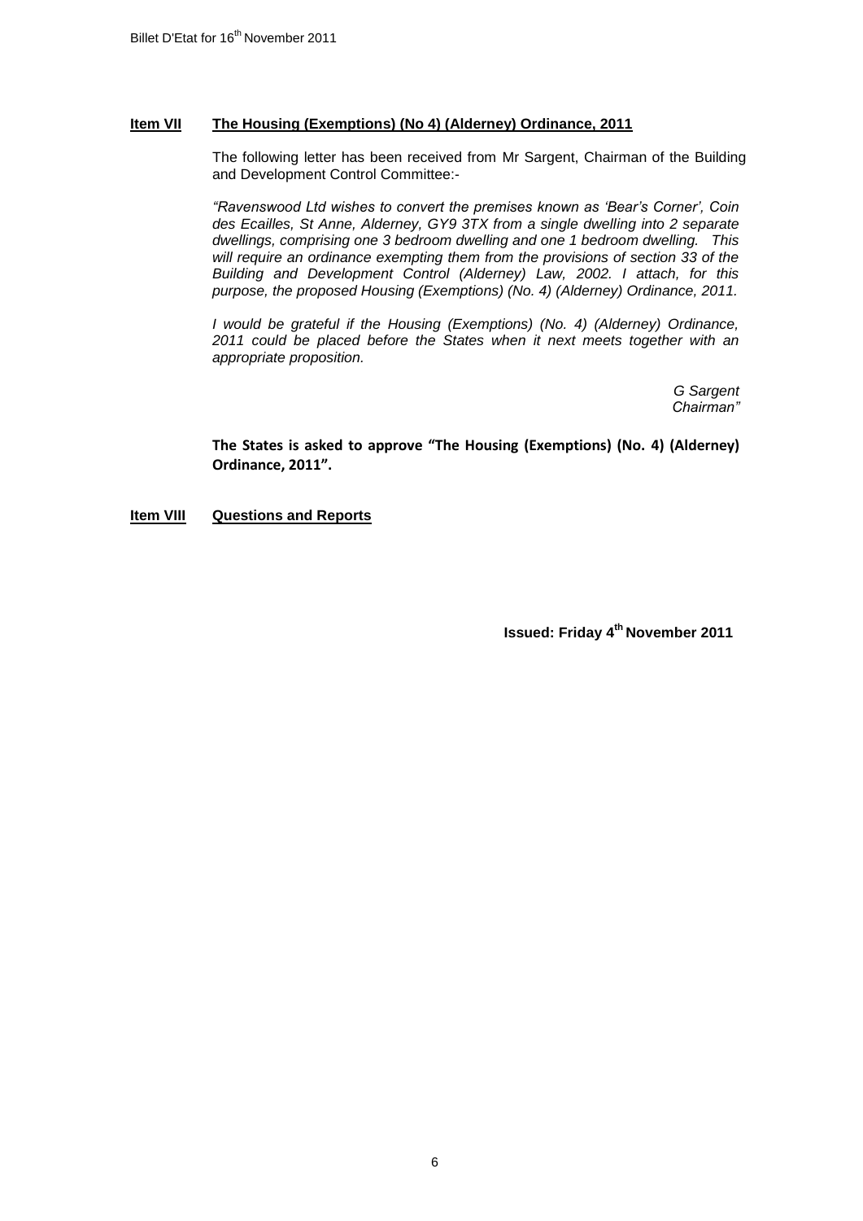**Item VII** **The Housing (Exemptions) (No 4) (Alderney) Ordinance, 2011**

The following letter has been received from Mr Sargent, Chairman of the Building and Development Control Committee:-

*"Ravenswood Ltd wishes to convert the premises known as 'Bear's Corner', Coin des Ecailles, St Anne, Alderney, GY9 3TX from a single dwelling into 2 separate dwellings, comprising one 3 bedroom dwelling and one 1 bedroom dwelling. This will require an ordinance exempting them from the provisions of section 33 of the Building and Development Control (Alderney) Law, 2002. I attach, for this purpose, the proposed Housing (Exemptions) (No. 4) (Alderney) Ordinance, 2011.*

*I would be grateful if the Housing (Exemptions) (No. 4) (Alderney) Ordinance, 2011 could be placed before the States when it next meets together with an appropriate proposition.*

*G Sargent*
*Chairman"*

**The States is asked to approve "The Housing (Exemptions) (No. 4) (Alderney) Ordinance, 2011".**

**Item VIII** **Questions and Reports**

**Issued: Friday 4th November 2011**